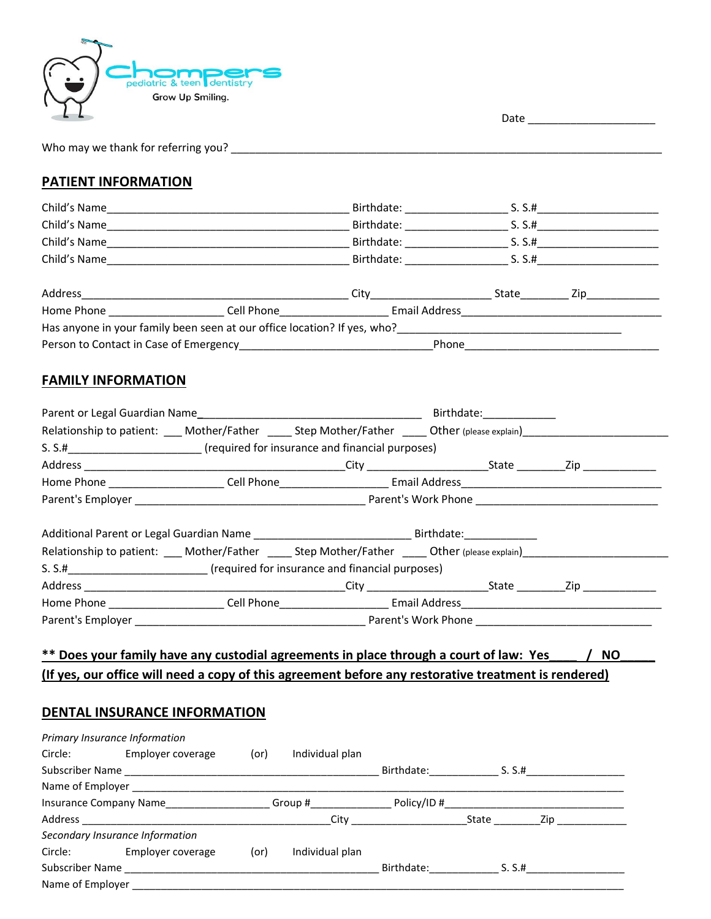Chompers pediatric & teen dentistry

Grow Up Smiling.

Date ____________________

Who may we thank for referring you? ____________________________________________________________________

## PATIENT INFORMATION

Child's Name______________________________________ Birthdate: ________________ S. S.#___________________

Child's Name______________________________________ Birthdate: ________________ S. S.#___________________

Child's Name______________________________________ Birthdate: ________________ S. S.#___________________

Child's Name______________________________________ Birthdate: ________________ S. S.#___________________

Address___________________________________________ City____________________ State________ Zip____________

Home Phone __________________ Cell Phone_________________ Email Address_______________________________

Has anyone in your family been seen at our office location? If yes, who?___________________________________

Person to Contact in Case of Emergency______________________________Phone______________________________

## FAMILY INFORMATION

Parent or Legal Guardian Name___________________________________ Birthdate:____________

Relationship to patient: ___ Mother/Father ____ Step Mother/Father ____ Other (please explain)_______________________

S. S.#_____________________ (required for insurance and financial purposes)

Address ___________________________________________City ___________________State ________Zip ____________

Home Phone __________________ Cell Phone_________________ Email Address_______________________________

Parent's Employer ____________________________________ Parent's Work Phone ____________________________

Additional Parent or Legal Guardian Name _________________________ Birthdate:____________

Relationship to patient: ___ Mother/Father ____ Step Mother/Father ____ Other (please explain)_______________________

S. S.#______________________ (required for insurance and financial purposes)

Address ___________________________________________City ___________________State ________Zip ____________

Home Phone __________________ Cell Phone_________________ Email Address_______________________________

Parent's Employer ____________________________________ Parent's Work Phone ____________________________

**\*\* Does your family have any custodial agreements in place through a court of law: Yes____ / NO_____**

**(If yes, our office will need a copy of this agreement before any restorative treatment is rendered)**

## DENTAL INSURANCE INFORMATION

*Primary Insurance Information*

Circle: Employer coverage (or) Individual plan

Subscriber Name ________________________________________ Birthdate:____________ S. S.#_________________

Name of Employer ______________________________________________________________________________

Insurance Company Name_________________ Group #______________ Policy/ID #______________________________

Address ________________________________________City ___________________State ________Zip ____________

*Secondary Insurance Information*

Circle: Employer coverage (or) Individual plan

Subscriber Name ________________________________________ Birthdate:____________ S. S.#_________________

Name of Employer ______________________________________________________________________________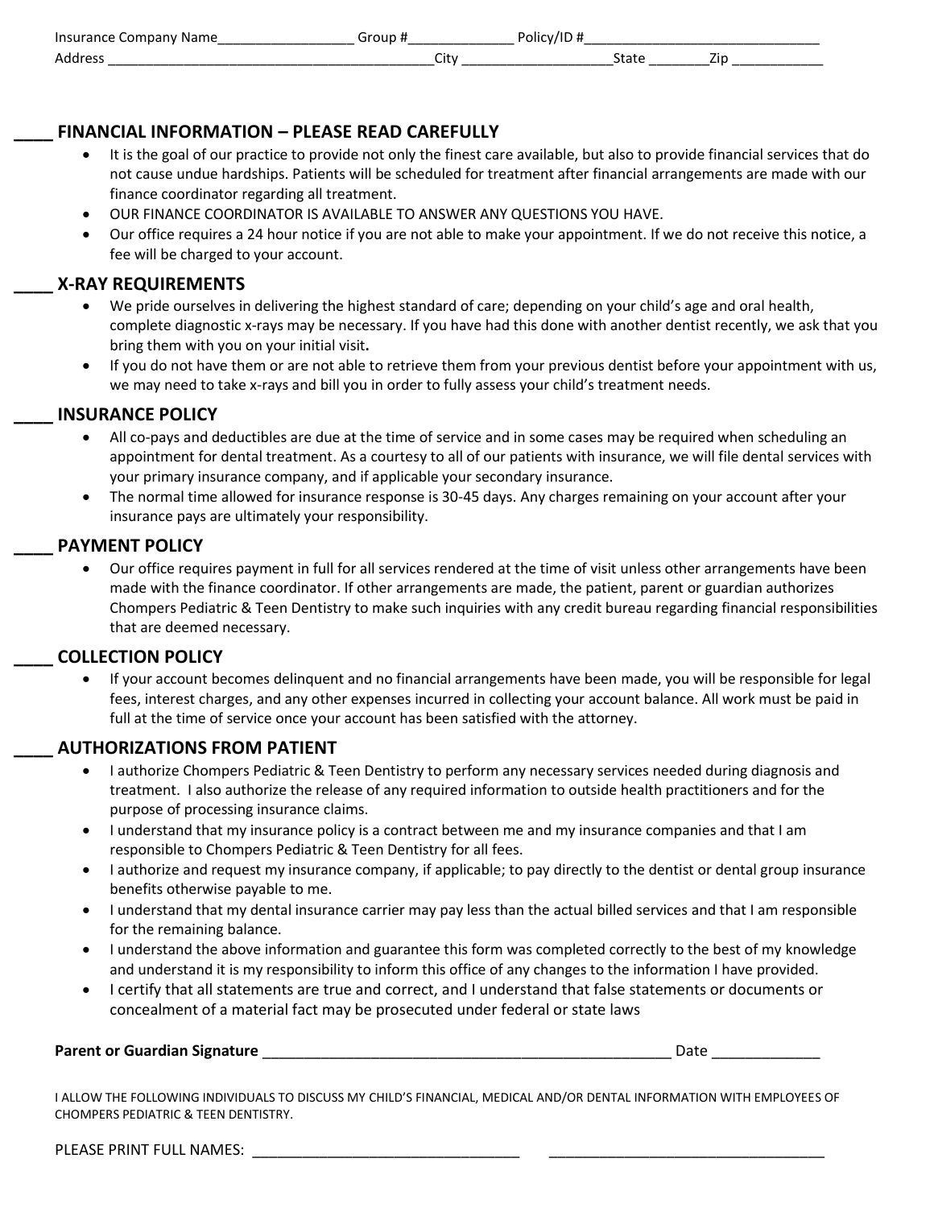Insurance Company Name__________________ Group #______________ Policy/ID #_______________________________
Address ___________________________________________City ____________________State ________Zip ____________

## ____ FINANCIAL INFORMATION – PLEASE READ CAREFULLY

- It is the goal of our practice to provide not only the finest care available, but also to provide financial services that do not cause undue hardships. Patients will be scheduled for treatment after financial arrangements are made with our finance coordinator regarding all treatment.
- OUR FINANCE COORDINATOR IS AVAILABLE TO ANSWER ANY QUESTIONS YOU HAVE.
- Our office requires a 24 hour notice if you are not able to make your appointment. If we do not receive this notice, a fee will be charged to your account.

## ____ X-RAY REQUIREMENTS

- We pride ourselves in delivering the highest standard of care; depending on your child's age and oral health, complete diagnostic x-rays may be necessary. If you have had this done with another dentist recently, we ask that you bring them with you on your initial visit**.**
- If you do not have them or are not able to retrieve them from your previous dentist before your appointment with us, we may need to take x-rays and bill you in order to fully assess your child's treatment needs.

## ____ INSURANCE POLICY

- All co-pays and deductibles are due at the time of service and in some cases may be required when scheduling an appointment for dental treatment. As a courtesy to all of our patients with insurance, we will file dental services with your primary insurance company, and if applicable your secondary insurance.
- The normal time allowed for insurance response is 30-45 days. Any charges remaining on your account after your insurance pays are ultimately your responsibility.

## ____ PAYMENT POLICY

- Our office requires payment in full for all services rendered at the time of visit unless other arrangements have been made with the finance coordinator. If other arrangements are made, the patient, parent or guardian authorizes Chompers Pediatric & Teen Dentistry to make such inquiries with any credit bureau regarding financial responsibilities that are deemed necessary.

## ____ COLLECTION POLICY

- If your account becomes delinquent and no financial arrangements have been made, you will be responsible for legal fees, interest charges, and any other expenses incurred in collecting your account balance. All work must be paid in full at the time of service once your account has been satisfied with the attorney.

## ____ AUTHORIZATIONS FROM PATIENT

- I authorize Chompers Pediatric & Teen Dentistry to perform any necessary services needed during diagnosis and treatment. I also authorize the release of any required information to outside health practitioners and for the purpose of processing insurance claims.
- I understand that my insurance policy is a contract between me and my insurance companies and that I am responsible to Chompers Pediatric & Teen Dentistry for all fees.
- I authorize and request my insurance company, if applicable; to pay directly to the dentist or dental group insurance benefits otherwise payable to me.
- I understand that my dental insurance carrier may pay less than the actual billed services and that I am responsible for the remaining balance.
- I understand the above information and guarantee this form was completed correctly to the best of my knowledge and understand it is my responsibility to inform this office of any changes to the information I have provided.
- I certify that all statements are true and correct, and I understand that false statements or documents or concealment of a material fact may be prosecuted under federal or state laws

**Parent or Guardian Signature** ____________________________________________________ Date ______________

I ALLOW THE FOLLOWING INDIVIDUALS TO DISCUSS MY CHILD'S FINANCIAL, MEDICAL AND/OR DENTAL INFORMATION WITH EMPLOYEES OF CHOMPERS PEDIATRIC & TEEN DENTISTRY.

PLEASE PRINT FULL NAMES: _________________________________ __________________________________